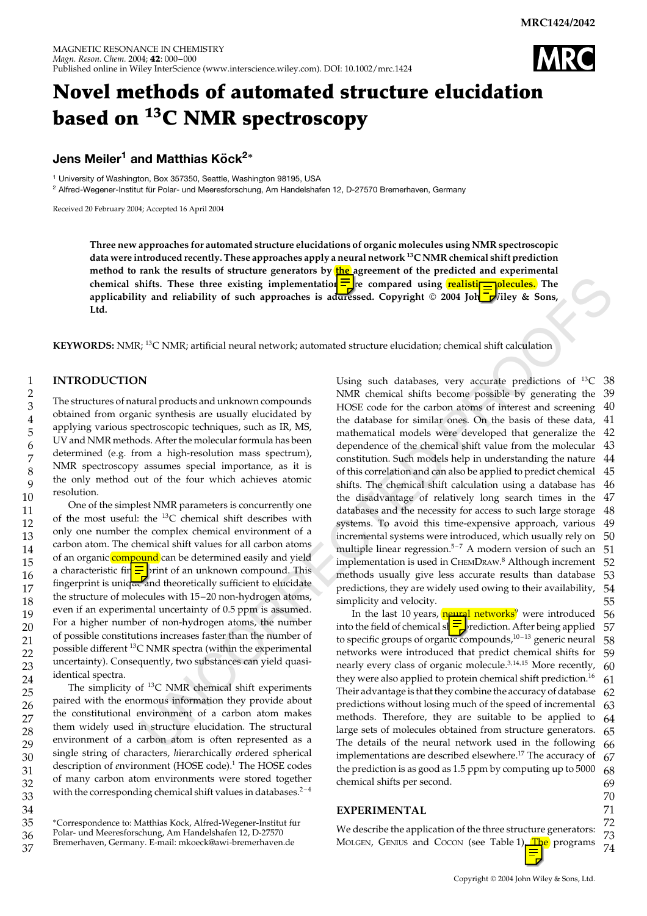# Novel methods of automated structure elucidation based on $^{13}$C NMR spectroscopy

**Jens Meiler[1] and Matthias Köck[2]***

[1] University of Washington, Box 357350, Seattle, Washington 98195, USA
[2] Alfred-Wegener-Institut für Polar- und Meeresforschung, Am Handelshafen 12, D-27570 Bremerhaven, Germany

Received 20 February 2004; Accepted 16 April 2004

**Three new approaches for automated structure elucidations of organic molecules using NMR spectroscopic data were introduced recently. These approaches apply a neural network $^{13}$C NMR chemical shift prediction method to rank the results of structure generators by the agreement of the predicted and experimental chemical shifts. These three existing implementations are compared using realistic molecules. The applicability and reliability of such approaches is addressed. Copyright © 2004 John Wiley & Sons, Ltd.**

**KEYWORDS:** NMR; $^{13}$C NMR; artificial neural network; automated structure elucidation; chemical shift calculation

## INTRODUCTION

The structures of natural products and unknown compounds obtained from organic synthesis are usually elucidated by applying various spectroscopic techniques, such as IR, MS, UV and NMR methods. After the molecular formula has been determined (e.g. from a high-resolution mass spectrum), NMR spectroscopy assumes special importance, as it is the only method out of the four which achieves atomic resolution.

One of the simplest NMR parameters is concurrently one of the most useful: the $^{13}$C chemical shift describes with only one number the complex chemical environment of a carbon atom. The chemical shift values for all carbon atoms of an organic compound can be determined easily and yield a characteristic fingerprint of an unknown compound. This fingerprint is unique and theoretically sufficient to elucidate the structure of molecules with 15–20 non-hydrogen atoms, even if an experimental uncertainty of 0.5 ppm is assumed. For a higher number of non-hydrogen atoms, the number of possible constitutions increases faster than the number of possible different $^{13}$C NMR spectra (within the experimental uncertainty). Consequently, two substances can yield quasi-identical spectra.

The simplicity of $^{13}$C NMR chemical shift experiments paired with the enormous information they provide about the constitutional environment of a carbon atom makes them widely used in structure elucidation. The structural environment of a carbon atom is often represented as a single string of characters, *h*ierarchically *o*rdered *s*pherical description of *e*nvironment (HOSE code).[1] The HOSE codes of many carbon atom environments were stored together with the corresponding chemical shift values in databases.[2–4] Using such databases, very accurate predictions of $^{13}$C NMR chemical shifts become possible by generating the HOSE code for the carbon atoms of interest and screening the database for similar ones. On the basis of these data, mathematical models were developed that generalize the dependence of the chemical shift value from the molecular constitution. Such models help in understanding the nature of this correlation and can also be applied to predict chemical shifts. The chemical shift calculation using a database has the disadvantage of relatively long search times in the databases and the necessity for access to such large storage systems. To avoid this time-expensive approach, various incremental systems were introduced, which usually rely on multiple linear regression.[5–7] A modern version of such an implementation is used in ChemDraw.[8] Although increment methods usually give less accurate results than database predictions, they are widely used owing to their availability, simplicity and velocity.

In the last 10 years, neural networks[9] were introduced into the field of chemical shift prediction. After being applied to specific groups of organic compounds,[10–13] generic neural networks were introduced that predict chemical shifts for nearly every class of organic molecule.[3,14,15] More recently, they were also applied to protein chemical shift prediction.[16] Their advantage is that they combine the accuracy of database predictions without losing much of the speed of incremental methods. Therefore, they are suitable to be applied to large sets of molecules obtained from structure generators. The details of the neural network used in the following implementations are described elsewhere.[17] The accuracy of the prediction is as good as 1.5 ppm by computing up to 5000 chemical shifts per second.

## EXPERIMENTAL

We describe the application of the three structure generators: Molgen, Genius and Cocon (see Table 1). The programs

*Correspondence to: Matthias Köck, Alfred-Wegener-Institut für Polar- und Meeresforschung, Am Handelshafen 12, D-27570 Bremerhaven, Germany. E-mail: mkoeck@awi-bremerhaven.de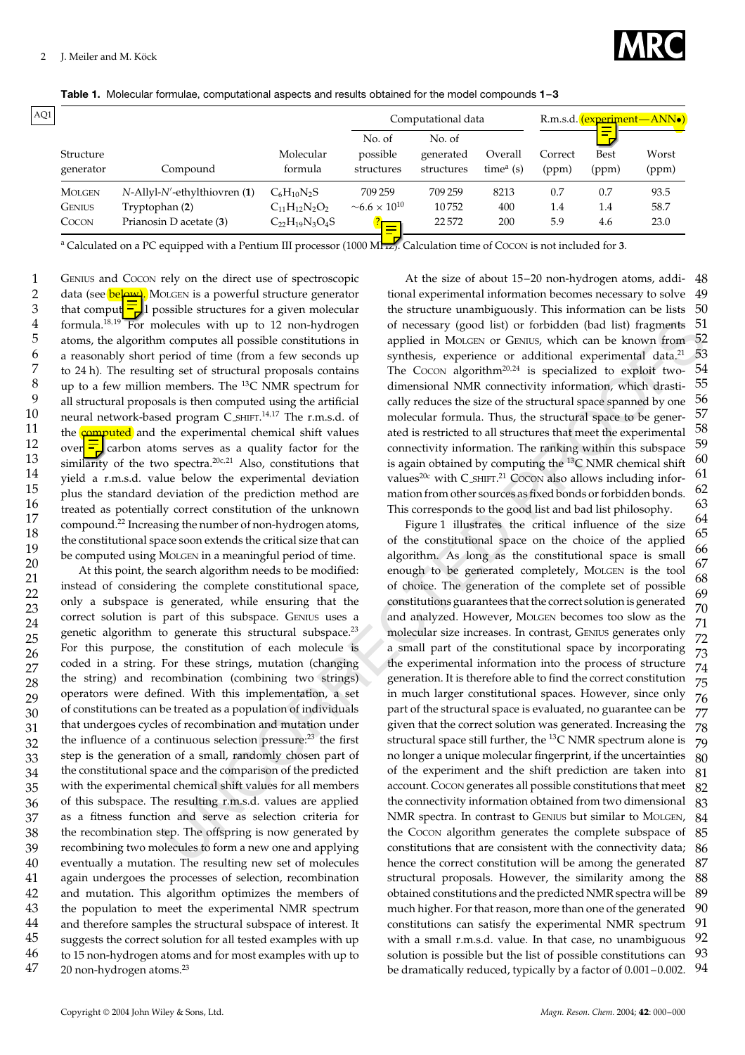**Table 1.** Molecular formulae, computational aspects and results obtained for the model compounds **1**–**3**

| Structure generator | Compound | Molecular formula | Computational data | | | R.m.s.d. (experiment—ANN•) | | |
|---|---|---|---|---|---|---|---|---|
| | | | No. of possible structures | No. of generated structures | Overall time[a] (s) | Correct (ppm) | Best (ppm) | Worst (ppm) |
| MOLGEN | *N*-Allyl-*N*′-ethylthiovren (**1**) | $C_6H_{10}N_2S$ | 709 259 | 709 259 | 8213 | 0.7 | 0.7 | 93.5 |
| GENIUS | Tryptophan (**2**) | $C_{11}H_{12}N_2O_2$ | $\sim 6.6 \times 10^{10}$ | 10 752 | 400 | 1.4 | 1.4 | 58.7 |
| COCON | Prianosin D acetate (**3**) | $C_{22}H_{19}N_3O_4S$ | ? | 22 572 | 200 | 5.9 | 4.6 | 23.0 |

[a] Calculated on a PC equipped with a Pentium III processor (1000 MHz). Calculation time of COCON is not included for **3**.

GENIUS and COCON rely on the direct use of spectroscopic data (see below). MOLGEN is a powerful structure generator that computes all possible structures for a given molecular formula.[18,19] For molecules with up to 12 non-hydrogen atoms, the algorithm computes all possible constitutions in a reasonably short period of time (from a few seconds up to 24 h). The resulting set of structural proposals contains up to a few million members. The $^{13}$C NMR spectrum for all structural proposals is then computed using the artificial neural network-based program C_SHIFT.[14,17] The r.m.s.d. of the computed and the experimental chemical shift values over all carbon atoms serves as a quality factor for the similarity of the two spectra.[20c,21] Also, constitutions that yield a r.m.s.d. value below the experimental deviation plus the standard deviation of the prediction method are treated as potentially correct constitution of the unknown compound.[22] Increasing the number of non-hydrogen atoms, the constitutional space soon extends the critical size that can be computed using MOLGEN in a meaningful period of time.

At this point, the search algorithm needs to be modified: instead of considering the complete constitutional space, only a subspace is generated, while ensuring that the correct solution is part of this subspace. GENIUS uses a genetic algorithm to generate this structural subspace.[23] For this purpose, the constitution of each molecule is coded in a string. For these strings, mutation (changing the string) and recombination (combining two strings) operators were defined. With this implementation, a set of constitutions can be treated as a population of individuals that undergoes cycles of recombination and mutation under the influence of a continuous selection pressure:[23] the first step is the generation of a small, randomly chosen part of the constitutional space and the comparison of the predicted with the experimental chemical shift values for all members of this subspace. The resulting r.m.s.d. values are applied as a fitness function and serve as selection criteria for the recombination step. The offspring is now generated by recombining two molecules to form a new one and applying eventually a mutation. The resulting new set of molecules again undergoes the processes of selection, recombination and mutation. This algorithm optimizes the members of the population to meet the experimental NMR spectrum and therefore samples the structural subspace of interest. It suggests the correct solution for all tested examples with up to 15 non-hydrogen atoms and for most examples with up to 20 non-hydrogen atoms.[23]

At the size of about 15–20 non-hydrogen atoms, additional experimental information becomes necessary to solve the structure unambiguously. This information can be lists of necessary (good list) or forbidden (bad list) fragments applied in MOLGEN or GENIUS, which can be known from synthesis, experience or additional experimental data.[21] The COCON algorithm[20,24] is specialized to exploit two-dimensional NMR connectivity information, which drastically reduces the size of the structural space spanned by one molecular formula. Thus, the structural space to be generated is restricted to all structures that meet the experimental connectivity information. The ranking within this subspace is again obtained by computing the $^{13}$C NMR chemical shift values[20c] with C_SHIFT.[21] COCON also allows including information from other sources as fixed bonds or forbidden bonds. This corresponds to the good list and bad list philosophy.

Figure 1 illustrates the critical influence of the size of the constitutional space on the choice of the applied algorithm. As long as the constitutional space is small enough to be generated completely, MOLGEN is the tool of choice. The generation of the complete set of possible constitutions guarantees that the correct solution is generated and analyzed. However, MOLGEN becomes too slow as the molecular size increases. In contrast, GENIUS generates only a small part of the constitutional space by incorporating the experimental information into the process of structure generation. It is therefore able to find the correct constitution in much larger constitutional spaces. However, since only part of the structural space is evaluated, no guarantee can be given that the correct solution was generated. Increasing the structural space still further, the $^{13}$C NMR spectrum alone is no longer a unique molecular fingerprint, if the uncertainties of the experiment and the shift prediction are taken into account. COCON generates all possible constitutions that meet the connectivity information obtained from two dimensional NMR spectra. In contrast to GENIUS but similar to MOLGEN, the COCON algorithm generates the complete subspace of constitutions that are consistent with the connectivity data; hence the correct constitution will be among the generated structural proposals. However, the similarity among the obtained constitutions and the predicted NMR spectra will be much higher. For that reason, more than one of the generated constitutions can satisfy the experimental NMR spectrum with a small r.m.s.d. value. In that case, no unambiguous solution is possible but the list of possible constitutions can be dramatically reduced, typically by a factor of 0.001–0.002.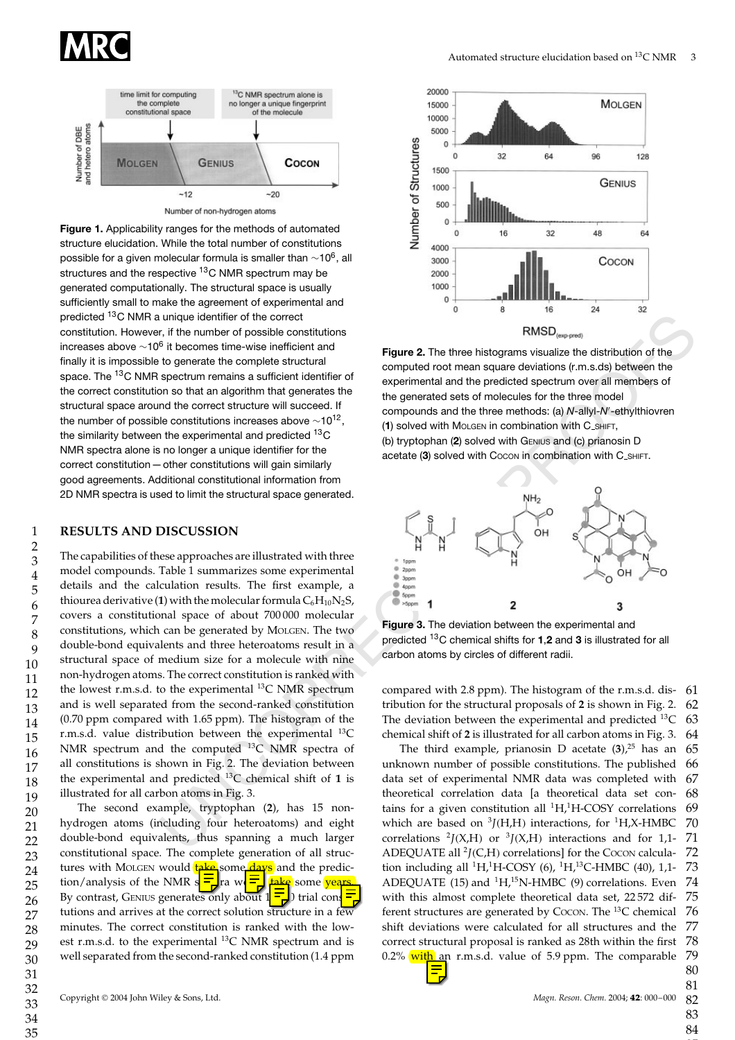Figure 1. Applicability ranges for the methods of automated structure elucidation. While the total number of constitutions possible for a given molecular formula is smaller than ~$10^6$, all structures and the respective $^{13}$C NMR spectrum may be generated computationally. The structural space is usually sufficiently small to make the agreement of experimental and predicted $^{13}$C NMR a unique identifier of the correct constitution. However, if the number of possible constitutions increases above ~$10^6$ it becomes time-wise inefficient and finally it is impossible to generate the complete structural space. The $^{13}$C NMR spectrum remains a sufficient identifier of the correct constitution so that an algorithm that generates the structural space around the correct structure will succeed. If the number of possible constitutions increases above ~$10^{12}$, the similarity between the experimental and predicted $^{13}$C NMR spectra alone is no longer a unique identifier for the correct constitution — other constitutions will gain similarly good agreements. Additional constitutional information from 2D NMR spectra is used to limit the structural space generated.

Figure 2. The three histograms visualize the distribution of the computed root mean square deviations (r.m.s.ds) between the experimental and the predicted spectrum over all members of the generated sets of molecules for the three model compounds and the three methods: (a) *N*-allyl-*N'*-ethylthiovren (**1**) solved with MOLGEN in combination with C_SHIFT, (b) tryptophan (**2**) solved with GENIUS and (c) prianosin D acetate (**3**) solved with COCON in combination with C_SHIFT.

Figure 3. The deviation between the experimental and predicted $^{13}$C chemical shifts for **1**,**2** and **3** is illustrated for all carbon atoms by circles of different radii.

## RESULTS AND DISCUSSION

The capabilities of these approaches are illustrated with three model compounds. Table 1 summarizes some experimental details and the calculation results. The first example, a thiourea derivative (**1**) with the molecular formula $C_6H_{10}N_2S$, covers a constitutional space of about 700 000 molecular constitutions, which can be generated by MOLGEN. The two double-bond equivalents and three heteroatoms result in a structural space of medium size for a molecule with nine non-hydrogen atoms. The correct constitution is ranked with the lowest r.m.s.d. to the experimental $^{13}$C NMR spectrum and is well separated from the second-ranked constitution (0.70 ppm compared with 1.65 ppm). The histogram of the r.m.s.d. value distribution between the experimental $^{13}$C NMR spectrum and the computed $^{13}$C NMR spectra of all constitutions is shown in Fig. 2. The deviation between the experimental and predicted $^{13}$C chemical shift of **1** is illustrated for all carbon atoms in Fig. 3.

The second example, tryptophan (**2**), has 15 non-hydrogen atoms (including four heteroatoms) and eight double-bond equivalents, thus spanning a much larger constitutional space. The complete generation of all structures with MOLGEN would take some days and the prediction/analysis of the NMR spectra would take some years. By contrast, GENIUS generates only about 10 000 trial constitutions and arrives at the correct solution structure in a few minutes. The correct constitution is ranked with the lowest r.m.s.d. to the experimental $^{13}$C NMR spectrum and is well separated from the second-ranked constitution (1.4 ppm compared with 2.8 ppm). The histogram of the r.m.s.d. distribution for the structural proposals of **2** is shown in Fig. 2. The deviation between the experimental and predicted $^{13}$C chemical shift of **2** is illustrated for all carbon atoms in Fig. 3.

The third example, prianosin D acetate (**3**),[25] has an unknown number of possible constitutions. The published data set of experimental NMR data was completed with theoretical correlation data [a theoretical data set contains for a given constitution all $^1$H,$^1$H-COSY correlations which are based on $^3J$(H,H) interactions, for $^1$H,X-HMBC correlations $^2J$(X,H) or $^3J$(X,H) interactions and for 1,1-ADEQUATE all $^2J$(C,H) correlations] for the COCON calculation including all $^1$H,$^1$H-COSY (6), $^1$H,$^{13}$C-HMBC (40), 1,1-ADEQUATE (15) and $^1$H,$^{15}$N-HMBC (9) correlations. Even with this almost complete theoretical data set, 22 572 different structures are generated by COCON. The $^{13}$C chemical shift deviations were calculated for all structures and the correct structural proposal is ranked as 28th within the first 0.2% with an r.m.s.d. value of 5.9 ppm. The comparable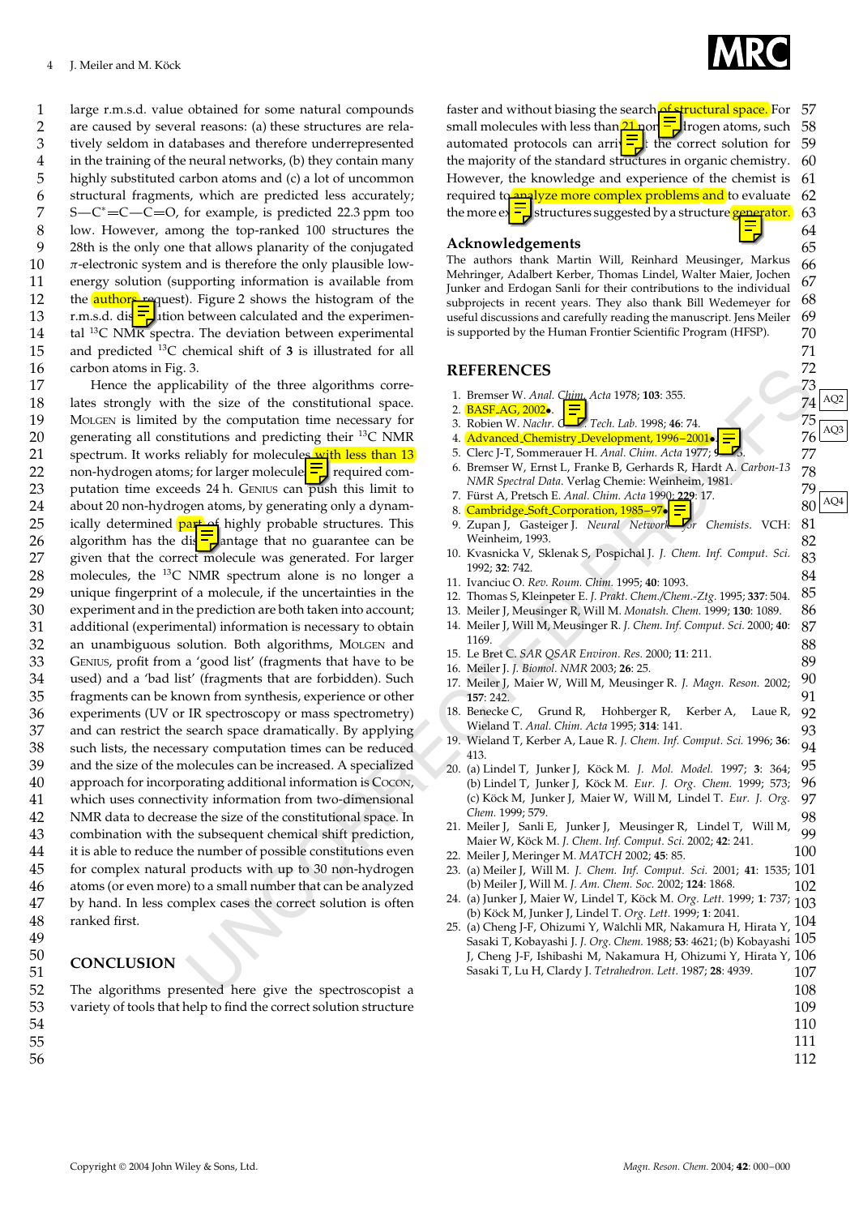large r.m.s.d. value obtained for some natural compounds are caused by several reasons: (a) these structures are relatively seldom in databases and therefore underrepresented in the training of the neural networks, (b) they contain many highly substituted carbon atoms and (c) a lot of uncommon structural fragments, which are predicted less accurately; S—C*=C—C=O, for example, is predicted 22.3 ppm too low. However, among the top-ranked 100 structures the 28th is the only one that allows planarity of the conjugated $\pi$-electronic system and is therefore the only plausible low-energy solution (supporting information is available from the authors request). Figure 2 shows the histogram of the r.m.s.d. distribution between calculated and the experimental $^{13}$C NMR spectra. The deviation between experimental and predicted $^{13}$C chemical shift of **3** is illustrated for all carbon atoms in Fig. 3.

Hence the applicability of the three algorithms correlates strongly with the size of the constitutional space. MOLGEN is limited by the computation time necessary for generating all constitutions and predicting their $^{13}$C NMR spectrum. It works reliably for molecules with less than 13 non-hydrogen atoms; for larger molecules the required computation time exceeds 24 h. GENIUS can push this limit to about 20 non-hydrogen atoms, by generating only a dynamically determined part of highly probable structures. This algorithm has the disadvantage that no guarantee can be given that the correct molecule was generated. For larger molecules, the $^{13}$C NMR spectrum alone is no longer a unique fingerprint of a molecule, if the uncertainties in the experiment and in the prediction are both taken into account; additional (experimental) information is necessary to obtain an unambiguous solution. Both algorithms, MOLGEN and GENIUS, profit from a 'good list' (fragments that have to be used) and a 'bad list' (fragments that are forbidden). Such fragments can be known from synthesis, experience or other experiments (UV or IR spectroscopy or mass spectrometry) and can restrict the search space dramatically. By applying such lists, the necessary computation times can be reduced and the size of the molecules can be increased. A specialized approach for incorporating additional information is COCON, which uses connectivity information from two-dimensional NMR data to decrease the size of the constitutional space. In combination with the subsequent chemical shift prediction, it is able to reduce the number of possible constitutions even for complex natural products with up to 30 non-hydrogen atoms (or even more) to a small number that can be analyzed by hand. In less complex cases the correct solution is often ranked first.

## CONCLUSION

The algorithms presented here give the spectroscopist a variety of tools that help to find the correct solution structure faster and without biasing the search of structural space. For small molecules with less than 21 non-hydrogen atoms, such automated protocols can arrive at the correct solution for the majority of the standard structures in organic chemistry. However, the knowledge and experience of the chemist is required to analyze more complex problems and to evaluate the more exotic structures suggested by a structure generator.

## Acknowledgements

The authors thank Martin Will, Reinhard Meusinger, Markus Mehringer, Adalbert Kerber, Thomas Lindel, Walter Maier, Jochen Junker and Erdogan Sanli for their contributions to the individual subprojects in recent years. They also thank Bill Wedemeyer for useful discussions and carefully reading the manuscript. Jens Meiler is supported by the Human Frontier Scientific Program (HFSP).

## REFERENCES

1. Bremser W. *Anal. Chim. Acta* 1978; **103**: 355.
2. BASF_AG, 2002.
3. Robien W. *Nachr. Chem. Tech. Lab.* 1998; **46**: 74.
4. Advanced_Chemistry_Development, 1996–2001.
5. Clerc J-T, Sommerauer H. *Anal. Chim. Acta* 1977; **95**: 33.
6. Bremser W, Ernst L, Franke B, Gerhards R, Hardt A. *Carbon-13 NMR Spectral Data*. Verlag Chemie: Weinheim, 1981.
7. Fürst A, Pretsch E. *Anal. Chim. Acta* 1990; **229**: 17.
8. Cambridge_Soft_Corporation, 1985–97.
9. Zupan J, Gasteiger J. *Neural Networks for Chemists*. VCH: Weinheim, 1993.
10. Kvasnicka V, Sklenak S, Pospichal J. *J. Chem. Inf. Comput. Sci.* 1992; **32**: 742.
11. Ivanciuc O. *Rev. Roum. Chim.* 1995; **40**: 1093.
12. Thomas S, Kleinpeter E. *J. Prakt. Chem./Chem.-Ztg.* 1995; **337**: 504.
13. Meiler J, Meusinger R, Will M. *Monatsh. Chem.* 1999; **130**: 1089.
14. Meiler J, Will M, Meusinger R. *J. Chem. Inf. Comput. Sci.* 2000; **40**: 1169.
15. Le Bret C. *SAR QSAR Environ. Res.* 2000; **11**: 211.
16. Meiler J. *J. Biomol. NMR* 2003; **26**: 25.
17. Meiler J, Maier W, Will M, Meusinger R. *J. Magn. Reson.* 2002; **157**: 242.
18. Benecke C, Grund R, Hohberger R, Kerber A, Laue R, Wieland T. *Anal. Chim. Acta* 1995; **314**: 141.
19. Wieland T, Kerber A, Laue R. *J. Chem. Inf. Comput. Sci.* 1996; **36**: 413.
20. (a) Lindel T, Junker J, Köck M. *J. Mol. Model.* 1997; **3**: 364; (b) Lindel T, Junker J, Köck M. *Eur. J. Org. Chem.* 1999; 573; (c) Köck M, Junker J, Maier W, Will M, Lindel T. *Eur. J. Org. Chem.* 1999; 579.
21. Meiler J, Sanli E, Junker J, Meusinger R, Lindel T, Will M, Maier W, Köck M. *J. Chem. Inf. Comput. Sci.* 2002; **42**: 241.
22. Meiler J, Meringer M. *MATCH* 2002; **45**: 85.
23. (a) Meiler J, Will M. *J. Chem. Inf. Comput. Sci.* 2001; **41**: 1535; (b) Meiler J, Will M. *J. Am. Chem. Soc.* 2002; **124**: 1868.
24. (a) Junker J, Maier W, Lindel T, Köck M. *Org. Lett.* 1999; **1**: 737; (b) Köck M, Junker J, Lindel T. *Org. Lett.* 1999; **1**: 2041.
25. (a) Cheng J-F, Ohizumi Y, Wälchli MR, Nakamura H, Hirata Y, Sasaki T, Kobayashi J. *J. Org. Chem.* 1988; **53**: 4621; (b) Kobayashi J, Cheng J-F, Ishibashi M, Nakamura H, Ohizumi Y, Hirata Y, Sasaki T, Lu H, Clardy J. *Tetrahedron. Lett.* 1987; **28**: 4939.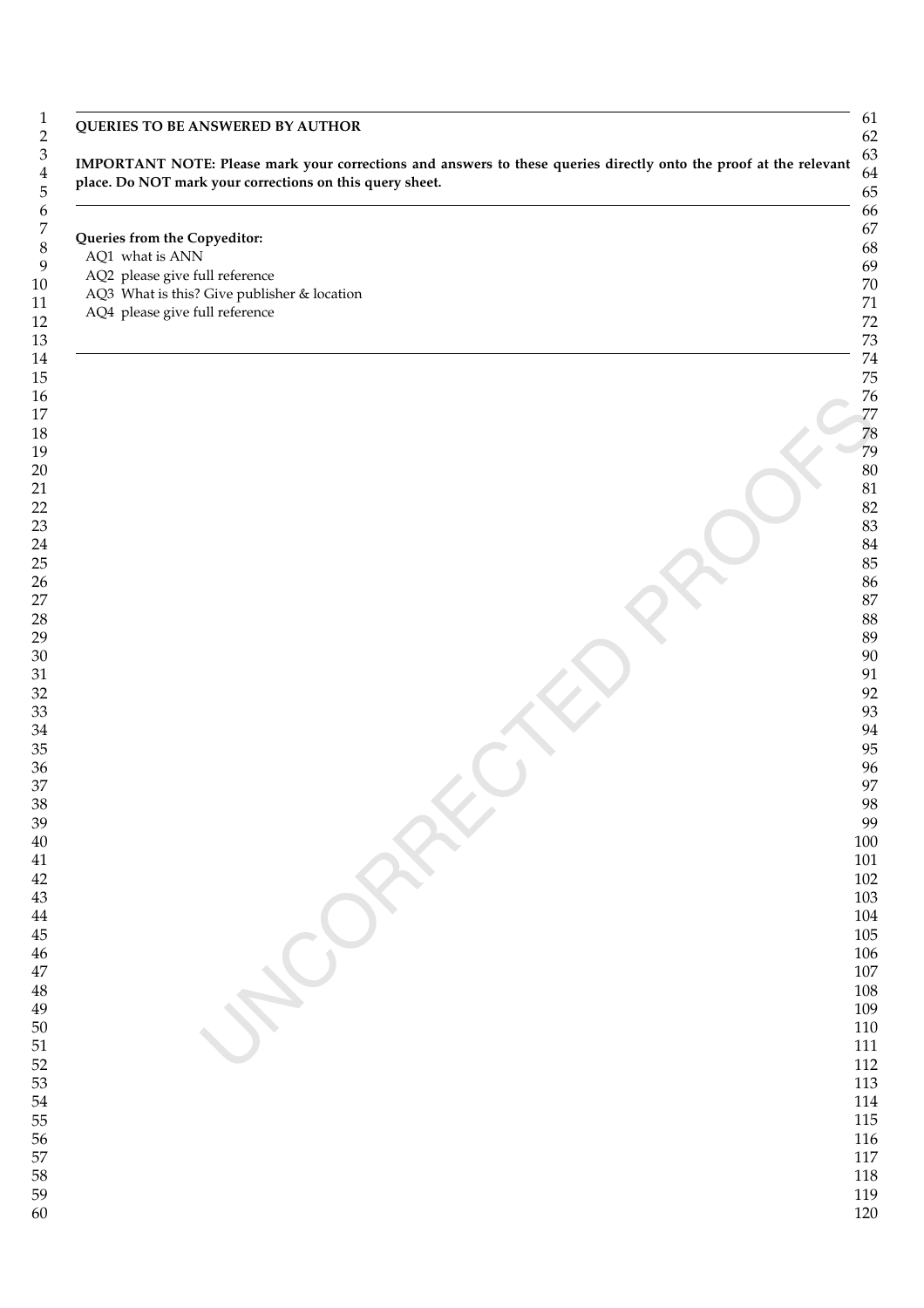**QUERIES TO BE ANSWERED BY AUTHOR**

**IMPORTANT NOTE: Please mark your corrections and answers to these queries directly onto the proof at the relevant place. Do NOT mark your corrections on this query sheet.**

**Queries from the Copyeditor:**

AQ1 what is ANN
AQ2 please give full reference
AQ3 What is this? Give publisher & location
AQ4 please give full reference